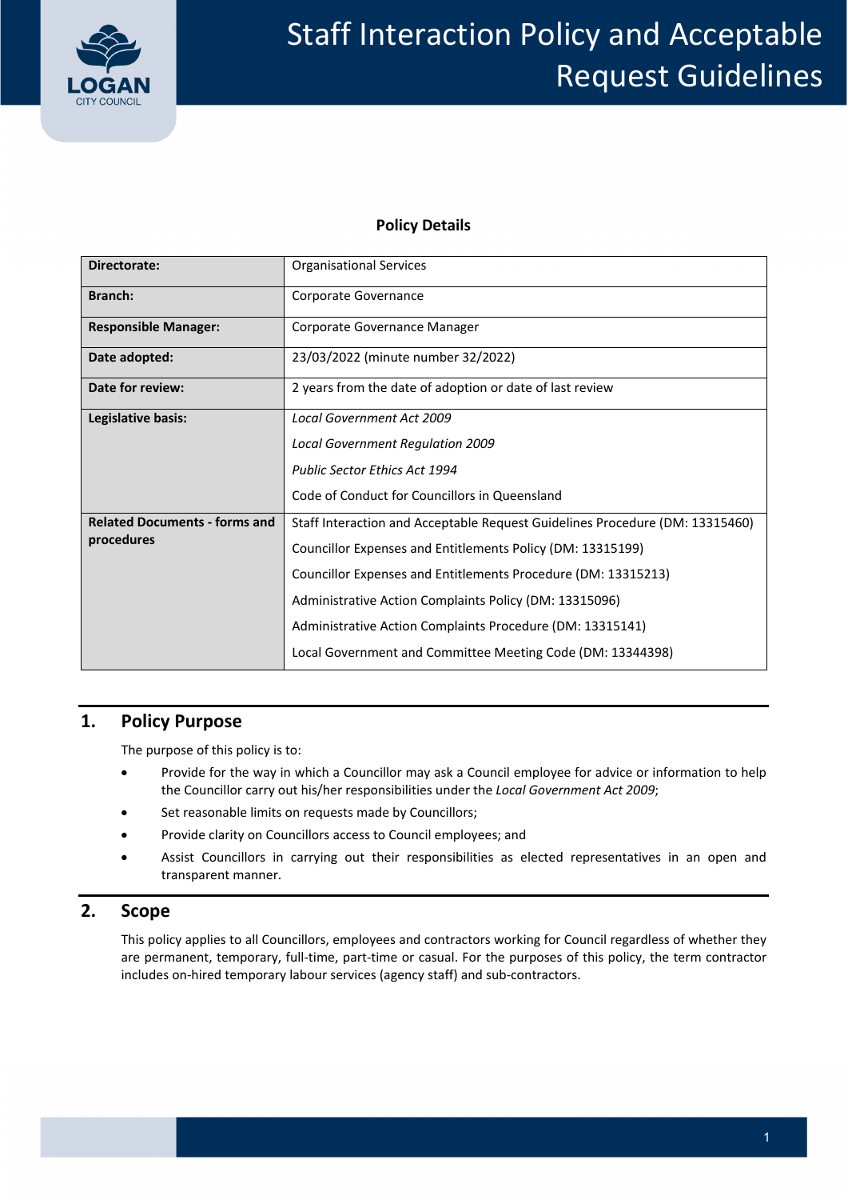# Staff Interaction Policy and Acceptable Request Guidelines

**Policy Details**

| | |
|---|---|
| **Directorate:** | Organisational Services |
| **Branch:** | Corporate Governance |
| **Responsible Manager:** | Corporate Governance Manager |
| **Date adopted:** | 23/03/2022 (minute number 32/2022) |
| **Date for review:** | 2 years from the date of adoption or date of last review |
| **Legislative basis:** | *Local Government Act 2009*<br>*Local Government Regulation 2009*<br>*Public Sector Ethics Act 1994*<br>Code of Conduct for Councillors in Queensland |
| **Related Documents - forms and procedures** | Staff Interaction and Acceptable Request Guidelines Procedure (DM: 13315460)<br>Councillor Expenses and Entitlements Policy (DM: 13315199)<br>Councillor Expenses and Entitlements Procedure (DM: 13315213)<br>Administrative Action Complaints Policy (DM: 13315096)<br>Administrative Action Complaints Procedure (DM: 13315141)<br>Local Government and Committee Meeting Code (DM: 13344398) |

## 1. Policy Purpose

The purpose of this policy is to:

- Provide for the way in which a Councillor may ask a Council employee for advice or information to help the Councillor carry out his/her responsibilities under the *Local Government Act 2009*;
- Set reasonable limits on requests made by Councillors;
- Provide clarity on Councillors access to Council employees; and
- Assist Councillors in carrying out their responsibilities as elected representatives in an open and transparent manner.

## 2. Scope

This policy applies to all Councillors, employees and contractors working for Council regardless of whether they are permanent, temporary, full-time, part-time or casual. For the purposes of this policy, the term contractor includes on-hired temporary labour services (agency staff) and sub-contractors.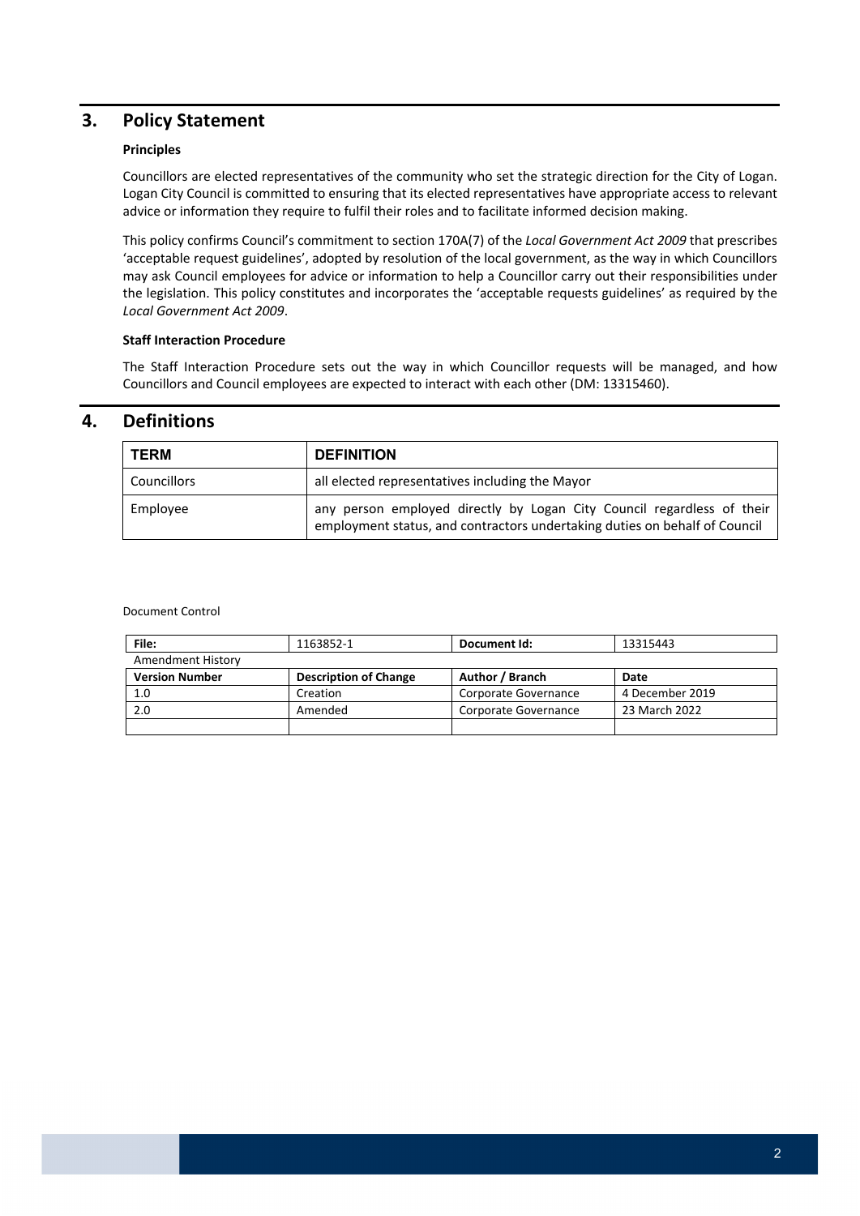## 3. Policy Statement

**Principles**

Councillors are elected representatives of the community who set the strategic direction for the City of Logan. Logan City Council is committed to ensuring that its elected representatives have appropriate access to relevant advice or information they require to fulfil their roles and to facilitate informed decision making.

This policy confirms Council's commitment to section 170A(7) of the *Local Government Act 2009* that prescribes 'acceptable request guidelines', adopted by resolution of the local government, as the way in which Councillors may ask Council employees for advice or information to help a Councillor carry out their responsibilities under the legislation. This policy constitutes and incorporates the 'acceptable requests guidelines' as required by the *Local Government Act 2009*.

**Staff Interaction Procedure**

The Staff Interaction Procedure sets out the way in which Councillor requests will be managed, and how Councillors and Council employees are expected to interact with each other (DM: 13315460).

## 4. Definitions

| TERM | DEFINITION |
|---|---|
| Councillors | all elected representatives including the Mayor |
| Employee | any person employed directly by Logan City Council regardless of their employment status, and contractors undertaking duties on behalf of Council |

Document Control

| **File:** | 1163852-1 | **Document Id:** | 13315443 |
|---|---|---|---|
| Amendment History | | | |
| **Version Number** | **Description of Change** | **Author / Branch** | **Date** |
| 1.0 | Creation | Corporate Governance | 4 December 2019 |
| 2.0 | Amended | Corporate Governance | 23 March 2022 |
| | | | |